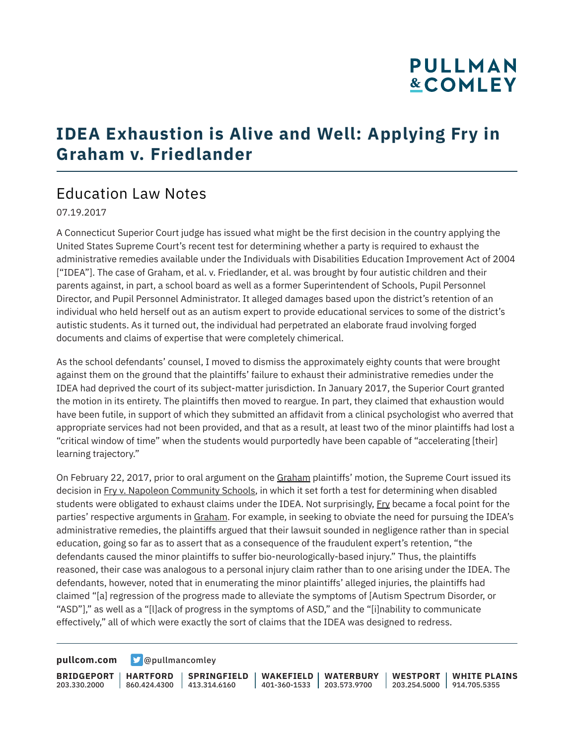# IDEA Exhaustion is Alive and Well: Applying Fry in Graham v. Friedlander

## Education Law Notes

07.19.2017

A Connecticut Superior Court judge has issued what might be the first decision in the country applying the United States Supreme Court's recent test for determining whether a party is required to exhaust the administrative remedies available under the Individuals with Disabilities Education Improvement Act of 2004 ["IDEA"]. The case of Graham, et al. v. Friedlander, et al. was brought by four autistic children and their parents against, in part, a school board as well as a former Superintendent of Schools, Pupil Personnel Director, and Pupil Personnel Administrator. It alleged damages based upon the district's retention of an individual who held herself out as an autism expert to provide educational services to some of the district's autistic students. As it turned out, the individual had perpetrated an elaborate fraud involving forged documents and claims of expertise that were completely chimerical.

As the school defendants' counsel, I moved to dismiss the approximately eighty counts that were brought against them on the ground that the plaintiffs' failure to exhaust their administrative remedies under the IDEA had deprived the court of its subject-matter jurisdiction. In January 2017, the Superior Court granted the motion in its entirety. The plaintiffs then moved to reargue. In part, they claimed that exhaustion would have been futile, in support of which they submitted an affidavit from a clinical psychologist who averred that appropriate services had not been provided, and that as a result, at least two of the minor plaintiffs had lost a "critical window of time" when the students would purportedly have been capable of "accelerating [their] learning trajectory."

On February 22, 2017, prior to oral argument on the Graham plaintiffs' motion, the Supreme Court issued its decision in Fry v. Napoleon Community Schools, in which it set forth a test for determining when disabled students were obligated to exhaust claims under the IDEA. Not surprisingly, Fry became a focal point for the parties' respective arguments in Graham. For example, in seeking to obviate the need for pursuing the IDEA's administrative remedies, the plaintiffs argued that their lawsuit sounded in negligence rather than in special education, going so far as to assert that as a consequence of the fraudulent expert's retention, "the defendants caused the minor plaintiffs to suffer bio-neurologically-based injury." Thus, the plaintiffs reasoned, their case was analogous to a personal injury claim rather than to one arising under the IDEA. The defendants, however, noted that in enumerating the minor plaintiffs' alleged injuries, the plaintiffs had claimed "[a] regression of the progress made to alleviate the symptoms of [Autism Spectrum Disorder, or "ASD"]," as well as a "[l]ack of progress in the symptoms of ASD," and the "[i]nability to communicate effectively," all of which were exactly the sort of claims that the IDEA was designed to redress.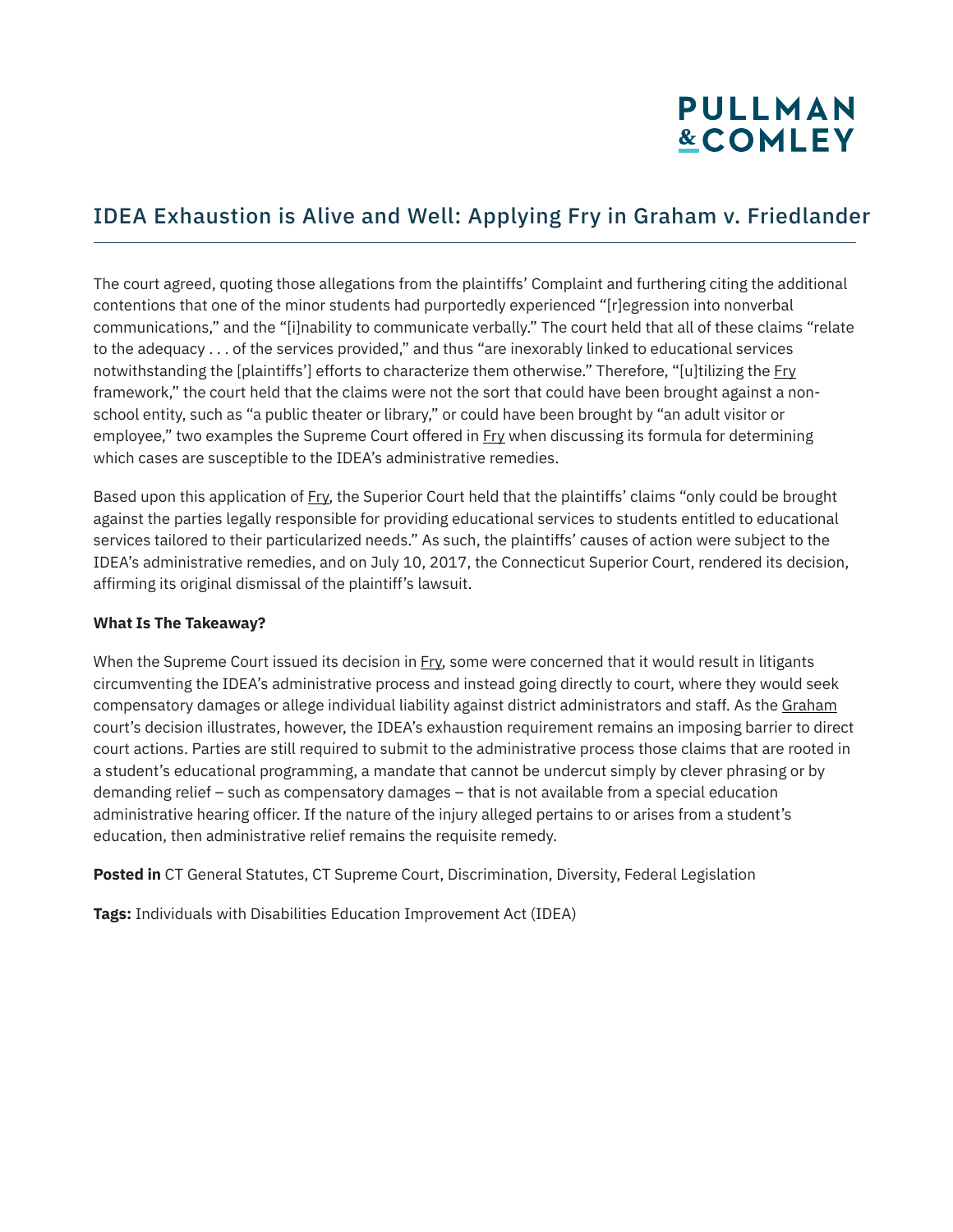# IDEA Exhaustion is Alive and Well: Applying Fry in Graham v. Friedlander

The court agreed, quoting those allegations from the plaintiffs' Complaint and furthering citing the additional contentions that one of the minor students had purportedly experienced "[r]egression into nonverbal communications," and the "[i]nability to communicate verbally." The court held that all of these claims "relate to the adequacy . . . of the services provided," and thus "are inexorably linked to educational services notwithstanding the [plaintiffs'] efforts to characterize them otherwise." Therefore, "[u]tilizing the Fry framework," the court held that the claims were not the sort that could have been brought against a non-school entity, such as "a public theater or library," or could have been brought by "an adult visitor or employee," two examples the Supreme Court offered in Fry when discussing its formula for determining which cases are susceptible to the IDEA's administrative remedies.

Based upon this application of Fry, the Superior Court held that the plaintiffs' claims "only could be brought against the parties legally responsible for providing educational services to students entitled to educational services tailored to their particularized needs." As such, the plaintiffs' causes of action were subject to the IDEA's administrative remedies, and on July 10, 2017, the Connecticut Superior Court, rendered its decision, affirming its original dismissal of the plaintiff's lawsuit.

**What Is The Takeaway?**

When the Supreme Court issued its decision in Fry, some were concerned that it would result in litigants circumventing the IDEA's administrative process and instead going directly to court, where they would seek compensatory damages or allege individual liability against district administrators and staff. As the Graham court's decision illustrates, however, the IDEA's exhaustion requirement remains an imposing barrier to direct court actions. Parties are still required to submit to the administrative process those claims that are rooted in a student's educational programming, a mandate that cannot be undercut simply by clever phrasing or by demanding relief – such as compensatory damages – that is not available from a special education administrative hearing officer. If the nature of the injury alleged pertains to or arises from a student's education, then administrative relief remains the requisite remedy.

**Posted in** CT General Statutes, CT Supreme Court, Discrimination, Diversity, Federal Legislation

**Tags:** Individuals with Disabilities Education Improvement Act (IDEA)